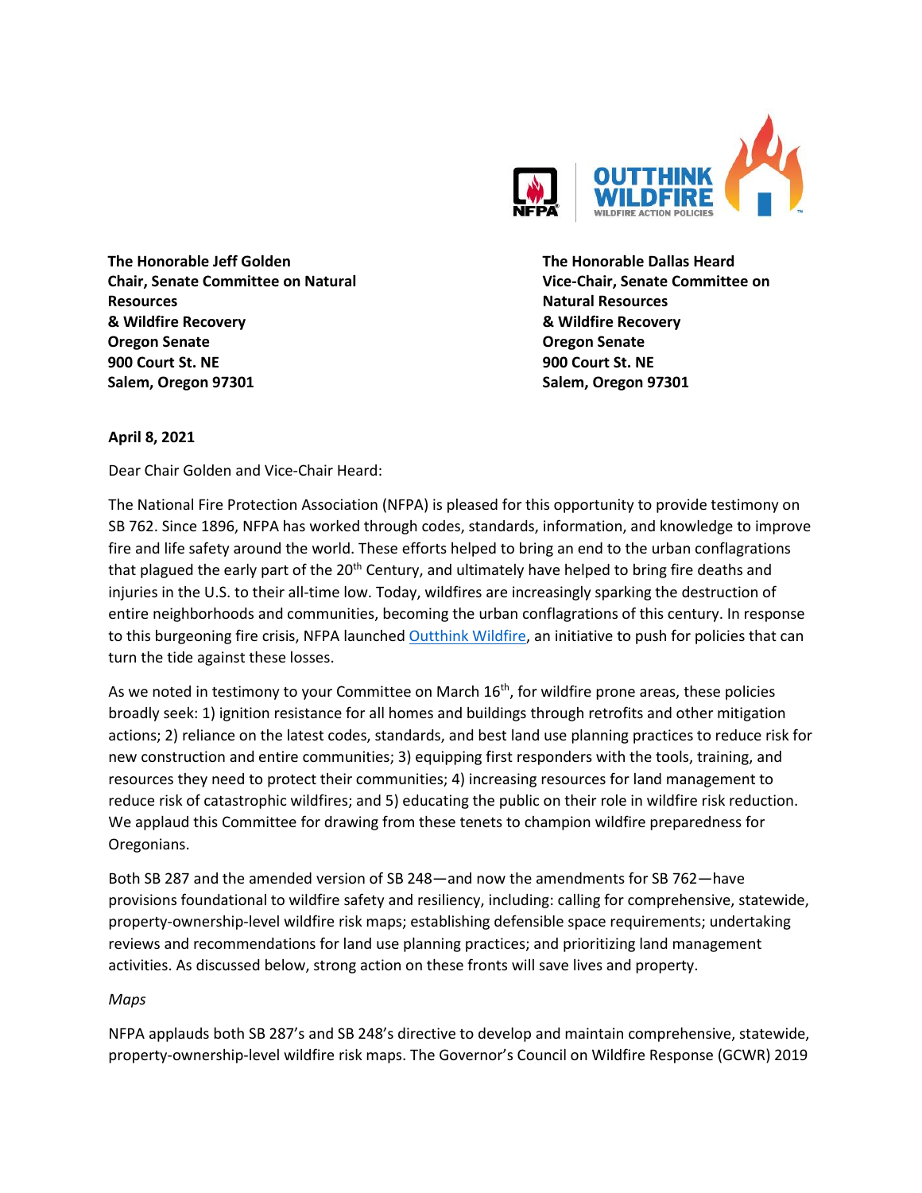**The Honorable Jeff Golden**
**Chair, Senate Committee on Natural Resources**
**& Wildfire Recovery**
**Oregon Senate**
**900 Court St. NE**
**Salem, Oregon 97301**

**The Honorable Dallas Heard**
**Vice-Chair, Senate Committee on Natural Resources**
**& Wildfire Recovery**
**Oregon Senate**
**900 Court St. NE**
**Salem, Oregon 97301**

**April 8, 2021**

Dear Chair Golden and Vice-Chair Heard:

The National Fire Protection Association (NFPA) is pleased for this opportunity to provide testimony on SB 762. Since 1896, NFPA has worked through codes, standards, information, and knowledge to improve fire and life safety around the world. These efforts helped to bring an end to the urban conflagrations that plagued the early part of the 20th Century, and ultimately have helped to bring fire deaths and injuries in the U.S. to their all-time low. Today, wildfires are increasingly sparking the destruction of entire neighborhoods and communities, becoming the urban conflagrations of this century. In response to this burgeoning fire crisis, NFPA launched [Outthink Wildfire](), an initiative to push for policies that can turn the tide against these losses.

As we noted in testimony to your Committee on March 16th, for wildfire prone areas, these policies broadly seek: 1) ignition resistance for all homes and buildings through retrofits and other mitigation actions; 2) reliance on the latest codes, standards, and best land use planning practices to reduce risk for new construction and entire communities; 3) equipping first responders with the tools, training, and resources they need to protect their communities; 4) increasing resources for land management to reduce risk of catastrophic wildfires; and 5) educating the public on their role in wildfire risk reduction. We applaud this Committee for drawing from these tenets to champion wildfire preparedness for Oregonians.

Both SB 287 and the amended version of SB 248—and now the amendments for SB 762—have provisions foundational to wildfire safety and resiliency, including: calling for comprehensive, statewide, property-ownership-level wildfire risk maps; establishing defensible space requirements; undertaking reviews and recommendations for land use planning practices; and prioritizing land management activities. As discussed below, strong action on these fronts will save lives and property.

*Maps*

NFPA applauds both SB 287's and SB 248's directive to develop and maintain comprehensive, statewide, property-ownership-level wildfire risk maps. The Governor's Council on Wildfire Response (GCWR) 2019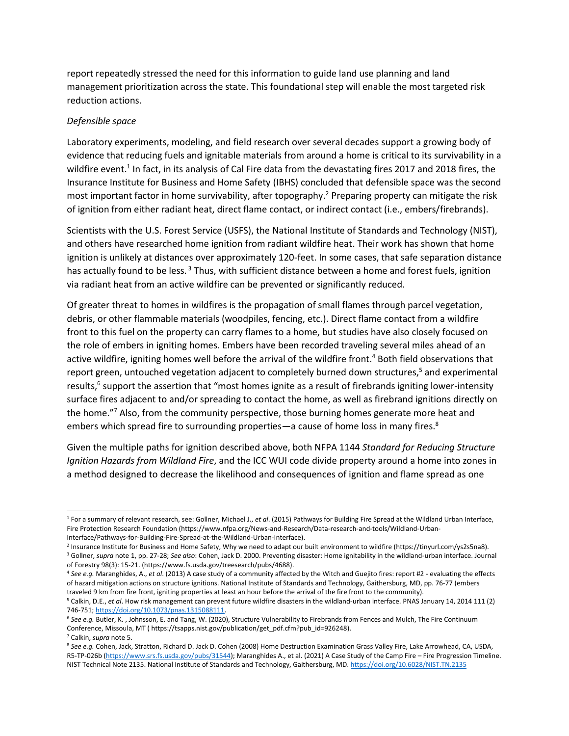report repeatedly stressed the need for this information to guide land use planning and land management prioritization across the state. This foundational step will enable the most targeted risk reduction actions.

*Defensible space*

Laboratory experiments, modeling, and field research over several decades support a growing body of evidence that reducing fuels and ignitable materials from around a home is critical to its survivability in a wildfire event.[1] In fact, in its analysis of Cal Fire data from the devastating fires 2017 and 2018 fires, the Insurance Institute for Business and Home Safety (IBHS) concluded that defensible space was the second most important factor in home survivability, after topography.[2] Preparing property can mitigate the risk of ignition from either radiant heat, direct flame contact, or indirect contact (i.e., embers/firebrands).

Scientists with the U.S. Forest Service (USFS), the National Institute of Standards and Technology (NIST), and others have researched home ignition from radiant wildfire heat. Their work has shown that home ignition is unlikely at distances over approximately 120-feet. In some cases, that safe separation distance has actually found to be less. [3] Thus, with sufficient distance between a home and forest fuels, ignition via radiant heat from an active wildfire can be prevented or significantly reduced.

Of greater threat to homes in wildfires is the propagation of small flames through parcel vegetation, debris, or other flammable materials (woodpiles, fencing, etc.). Direct flame contact from a wildfire front to this fuel on the property can carry flames to a home, but studies have also closely focused on the role of embers in igniting homes. Embers have been recorded traveling several miles ahead of an active wildfire, igniting homes well before the arrival of the wildfire front.[4] Both field observations that report green, untouched vegetation adjacent to completely burned down structures,[5] and experimental results,[6] support the assertion that "most homes ignite as a result of firebrands igniting lower-intensity surface fires adjacent to and/or spreading to contact the home, as well as firebrand ignitions directly on the home."[7] Also, from the community perspective, those burning homes generate more heat and embers which spread fire to surrounding properties—a cause of home loss in many fires.[8]

Given the multiple paths for ignition described above, both NFPA 1144 *Standard for Reducing Structure Ignition Hazards from Wildland Fire*, and the ICC WUI code divide property around a home into zones in a method designed to decrease the likelihood and consequences of ignition and flame spread as one

---

[1] For a summary of relevant research, see: Gollner, Michael J., *et al*. (2015) Pathways for Building Fire Spread at the Wildland Urban Interface, Fire Protection Research Foundation (https://www.nfpa.org/News-and-Research/Data-research-and-tools/Wildland-Urban-Interface/Pathways-for-Building-Fire-Spread-at-the-Wildland-Urban-Interface).

[2] Insurance Institute for Business and Home Safety, Why we need to adapt our built environment to wildfire (https://tinyurl.com/ys2s5na8).

[3] Gollner, *supra* note 1, pp. 27-28; *See also*: Cohen, Jack D. 2000. Preventing disaster: Home ignitability in the wildland-urban interface. Journal of Forestry 98(3): 15-21. (https://www.fs.usda.gov/treesearch/pubs/4688).

[4] *See e.g.* Maranghides, A., *et al*. (2013) A case study of a community affected by the Witch and Guejito fires: report #2 - evaluating the effects of hazard mitigation actions on structure ignitions. National Institute of Standards and Technology, Gaithersburg, MD, pp. 76-77 (embers traveled 9 km from fire front, igniting properties at least an hour before the arrival of the fire front to the community).

[5] Calkin, D.E., *et al*. How risk management can prevent future wildfire disasters in the wildland-urban interface. PNAS January 14, 2014 111 (2) 746-751; https://doi.org/10.1073/pnas.1315088111.

[6] *See e.g.* Butler, K. , Johnsson, E. and Tang, W. (2020), Structure Vulnerability to Firebrands from Fences and Mulch, The Fire Continuum Conference, Missoula, MT ( https://tsapps.nist.gov/publication/get_pdf.cfm?pub_id=926248).

[7] Calkin, *supra* note 5.

[8] *See e.g.* Cohen, Jack, Stratton, Richard D. Jack D. Cohen (2008) Home Destruction Examination Grass Valley Fire, Lake Arrowhead, CA, USDA, R5-TP-026b (https://www.srs.fs.usda.gov/pubs/31544); Maranghides A., et al. (2021) A Case Study of the Camp Fire – Fire Progression Timeline. NIST Technical Note 2135. National Institute of Standards and Technology, Gaithersburg, MD. https://doi.org/10.6028/NIST.TN.2135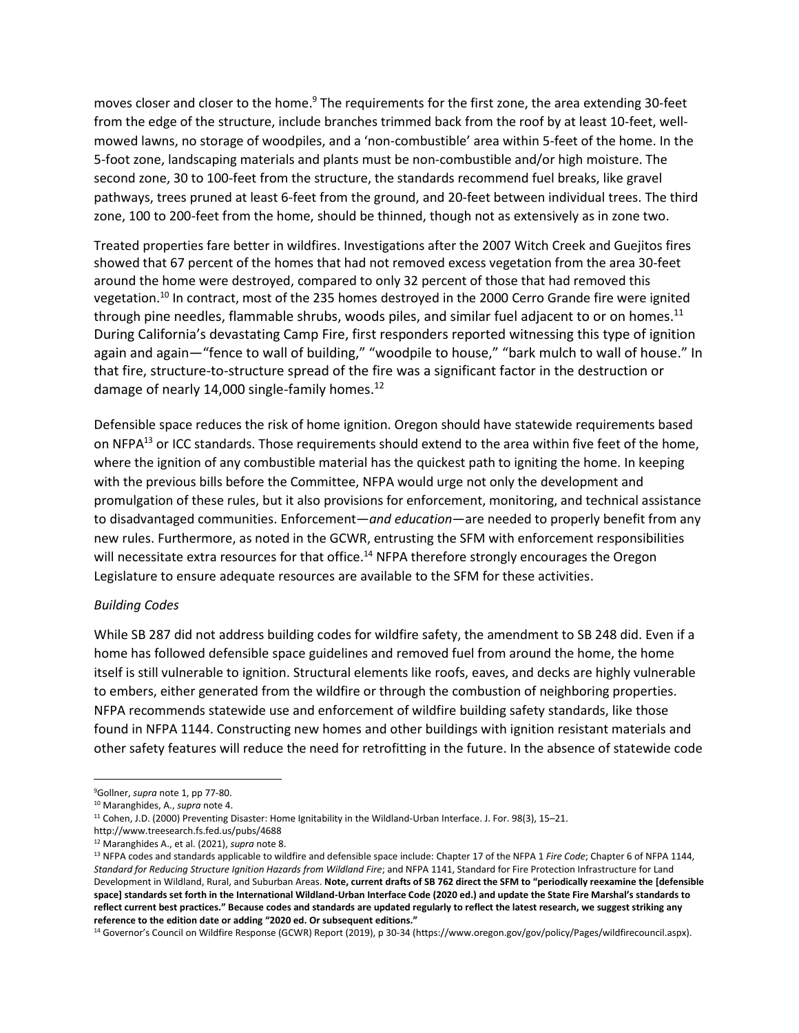moves closer and closer to the home.[9] The requirements for the first zone, the area extending 30-feet from the edge of the structure, include branches trimmed back from the roof by at least 10-feet, well-mowed lawns, no storage of woodpiles, and a 'non-combustible' area within 5-feet of the home. In the 5-foot zone, landscaping materials and plants must be non-combustible and/or high moisture. The second zone, 30 to 100-feet from the structure, the standards recommend fuel breaks, like gravel pathways, trees pruned at least 6-feet from the ground, and 20-feet between individual trees. The third zone, 100 to 200-feet from the home, should be thinned, though not as extensively as in zone two.

Treated properties fare better in wildfires. Investigations after the 2007 Witch Creek and Guejitos fires showed that 67 percent of the homes that had not removed excess vegetation from the area 30-feet around the home were destroyed, compared to only 32 percent of those that had removed this vegetation.[10] In contract, most of the 235 homes destroyed in the 2000 Cerro Grande fire were ignited through pine needles, flammable shrubs, woods piles, and similar fuel adjacent to or on homes.[11] During California's devastating Camp Fire, first responders reported witnessing this type of ignition again and again—"fence to wall of building," "woodpile to house," "bark mulch to wall of house." In that fire, structure-to-structure spread of the fire was a significant factor in the destruction or damage of nearly 14,000 single-family homes.[12]

Defensible space reduces the risk of home ignition. Oregon should have statewide requirements based on NFPA[13] or ICC standards. Those requirements should extend to the area within five feet of the home, where the ignition of any combustible material has the quickest path to igniting the home. In keeping with the previous bills before the Committee, NFPA would urge not only the development and promulgation of these rules, but it also provisions for enforcement, monitoring, and technical assistance to disadvantaged communities. Enforcement—*and education*—are needed to properly benefit from any new rules. Furthermore, as noted in the GCWR, entrusting the SFM with enforcement responsibilities will necessitate extra resources for that office.[14] NFPA therefore strongly encourages the Oregon Legislature to ensure adequate resources are available to the SFM for these activities.

*Building Codes*

While SB 287 did not address building codes for wildfire safety, the amendment to SB 248 did. Even if a home has followed defensible space guidelines and removed fuel from around the home, the home itself is still vulnerable to ignition. Structural elements like roofs, eaves, and decks are highly vulnerable to embers, either generated from the wildfire or through the combustion of neighboring properties. NFPA recommends statewide use and enforcement of wildfire building safety standards, like those found in NFPA 1144. Constructing new homes and other buildings with ignition resistant materials and other safety features will reduce the need for retrofitting in the future. In the absence of statewide code

---

[9] Gollner, *supra* note 1, pp 77-80.

[10] Maranghides, A., *supra* note 4.

[11] Cohen, J.D. (2000) Preventing Disaster: Home Ignitability in the Wildland-Urban Interface. J. For. 98(3), 15–21. http://www.treesearch.fs.fed.us/pubs/4688

[12] Maranghides A., et al. (2021), *supra* note 8.

[13] NFPA codes and standards applicable to wildfire and defensible space include: Chapter 17 of the NFPA 1 *Fire Code*; Chapter 6 of NFPA 1144, *Standard for Reducing Structure Ignition Hazards from Wildland Fire*; and NFPA 1141, Standard for Fire Protection Infrastructure for Land Development in Wildland, Rural, and Suburban Areas. **Note, current drafts of SB 762 direct the SFM to "periodically reexamine the [defensible space] standards set forth in the International Wildland-Urban Interface Code (2020 ed.) and update the State Fire Marshal's standards to reflect current best practices." Because codes and standards are updated regularly to reflect the latest research, we suggest striking any reference to the edition date or adding "2020 ed. Or subsequent editions."**

[14] Governor's Council on Wildfire Response (GCWR) Report (2019), p 30-34 (https://www.oregon.gov/gov/policy/Pages/wildfirecouncil.aspx).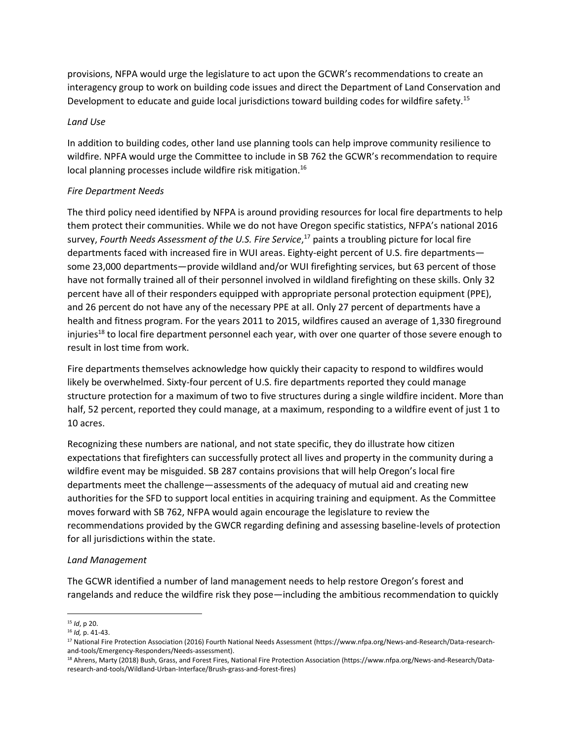provisions, NFPA would urge the legislature to act upon the GCWR's recommendations to create an interagency group to work on building code issues and direct the Department of Land Conservation and Development to educate and guide local jurisdictions toward building codes for wildfire safety.[15]

*Land Use*

In addition to building codes, other land use planning tools can help improve community resilience to wildfire. NPFA would urge the Committee to include in SB 762 the GCWR's recommendation to require local planning processes include wildfire risk mitigation.[16]

*Fire Department Needs*

The third policy need identified by NFPA is around providing resources for local fire departments to help them protect their communities. While we do not have Oregon specific statistics, NFPA's national 2016 survey, *Fourth Needs Assessment of the U.S. Fire Service*,[17] paints a troubling picture for local fire departments faced with increased fire in WUI areas. Eighty-eight percent of U.S. fire departments—some 23,000 departments—provide wildland and/or WUI firefighting services, but 63 percent of those have not formally trained all of their personnel involved in wildland firefighting on these skills. Only 32 percent have all of their responders equipped with appropriate personal protection equipment (PPE), and 26 percent do not have any of the necessary PPE at all. Only 27 percent of departments have a health and fitness program. For the years 2011 to 2015, wildfires caused an average of 1,330 fireground injuries[18] to local fire department personnel each year, with over one quarter of those severe enough to result in lost time from work.

Fire departments themselves acknowledge how quickly their capacity to respond to wildfires would likely be overwhelmed. Sixty-four percent of U.S. fire departments reported they could manage structure protection for a maximum of two to five structures during a single wildfire incident. More than half, 52 percent, reported they could manage, at a maximum, responding to a wildfire event of just 1 to 10 acres.

Recognizing these numbers are national, and not state specific, they do illustrate how citizen expectations that firefighters can successfully protect all lives and property in the community during a wildfire event may be misguided. SB 287 contains provisions that will help Oregon's local fire departments meet the challenge—assessments of the adequacy of mutual aid and creating new authorities for the SFD to support local entities in acquiring training and equipment. As the Committee moves forward with SB 762, NFPA would again encourage the legislature to review the recommendations provided by the GWCR regarding defining and assessing baseline-levels of protection for all jurisdictions within the state.

*Land Management*

The GCWR identified a number of land management needs to help restore Oregon's forest and rangelands and reduce the wildfire risk they pose—including the ambitious recommendation to quickly

---

[15] *Id*, p 20.

[16] *Id,* p. 41-43.

[17] National Fire Protection Association (2016) Fourth National Needs Assessment (https://www.nfpa.org/News-and-Research/Data-research-and-tools/Emergency-Responders/Needs-assessment).

[18] Ahrens, Marty (2018) Bush, Grass, and Forest Fires, National Fire Protection Association (https://www.nfpa.org/News-and-Research/Data-research-and-tools/Wildland-Urban-Interface/Brush-grass-and-forest-fires)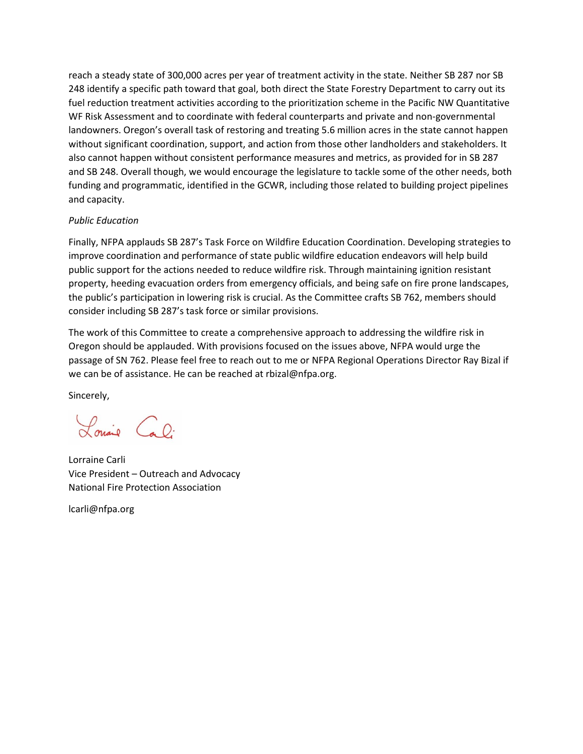reach a steady state of 300,000 acres per year of treatment activity in the state. Neither SB 287 nor SB 248 identify a specific path toward that goal, both direct the State Forestry Department to carry out its fuel reduction treatment activities according to the prioritization scheme in the Pacific NW Quantitative WF Risk Assessment and to coordinate with federal counterparts and private and non-governmental landowners. Oregon's overall task of restoring and treating 5.6 million acres in the state cannot happen without significant coordination, support, and action from those other landholders and stakeholders. It also cannot happen without consistent performance measures and metrics, as provided for in SB 287 and SB 248. Overall though, we would encourage the legislature to tackle some of the other needs, both funding and programmatic, identified in the GCWR, including those related to building project pipelines and capacity.

*Public Education*

Finally, NFPA applauds SB 287's Task Force on Wildfire Education Coordination. Developing strategies to improve coordination and performance of state public wildfire education endeavors will help build public support for the actions needed to reduce wildfire risk. Through maintaining ignition resistant property, heeding evacuation orders from emergency officials, and being safe on fire prone landscapes, the public's participation in lowering risk is crucial. As the Committee crafts SB 762, members should consider including SB 287's task force or similar provisions.

The work of this Committee to create a comprehensive approach to addressing the wildfire risk in Oregon should be applauded. With provisions focused on the issues above, NFPA would urge the passage of SN 762. Please feel free to reach out to me or NFPA Regional Operations Director Ray Bizal if we can be of assistance. He can be reached at rbizal@nfpa.org.

Sincerely,

Lorraine Carli
Vice President – Outreach and Advocacy
National Fire Protection Association

lcarli@nfpa.org